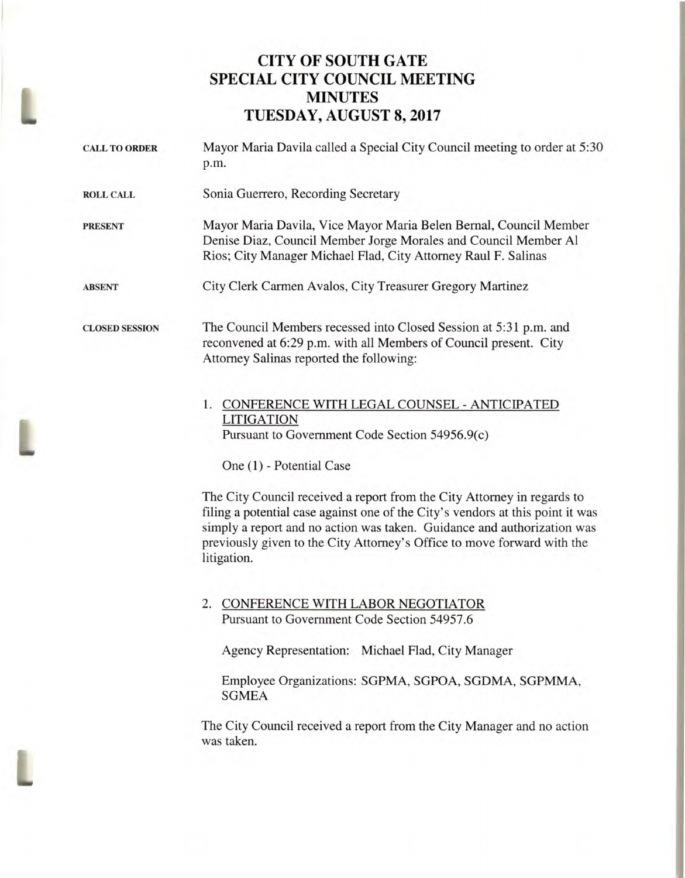# CITY OF SOUTH GATE
# SPECIAL CITY COUNCIL MEETING
# MINUTES
# TUESDAY, AUGUST 8, 2017

**CALL TO ORDER** Mayor Maria Davila called a Special City Council meeting to order at 5:30 p.m.

**ROLL CALL** Sonia Guerrero, Recording Secretary

**PRESENT** Mayor Maria Davila, Vice Mayor Maria Belen Bernal, Council Member Denise Diaz, Council Member Jorge Morales and Council Member Al Rios; City Manager Michael Flad, City Attorney Raul F. Salinas

**ABSENT** City Clerk Carmen Avalos, City Treasurer Gregory Martinez

**CLOSED SESSION** The Council Members recessed into Closed Session at 5:31 p.m. and reconvened at 6:29 p.m. with all Members of Council present. City Attorney Salinas reported the following:

1. <u>CONFERENCE WITH LEGAL COUNSEL - ANTICIPATED LITIGATION</u>
   Pursuant to Government Code Section 54956.9(c)

   One (1) - Potential Case

The City Council received a report from the City Attorney in regards to filing a potential case against one of the City's vendors at this point it was simply a report and no action was taken. Guidance and authorization was previously given to the City Attorney's Office to move forward with the litigation.

2. <u>CONFERENCE WITH LABOR NEGOTIATOR</u>
   Pursuant to Government Code Section 54957.6

   Agency Representation: Michael Flad, City Manager

   Employee Organizations: SGPMA, SGPOA, SGDMA, SGPMMA, SGMEA

The City Council received a report from the City Manager and no action was taken.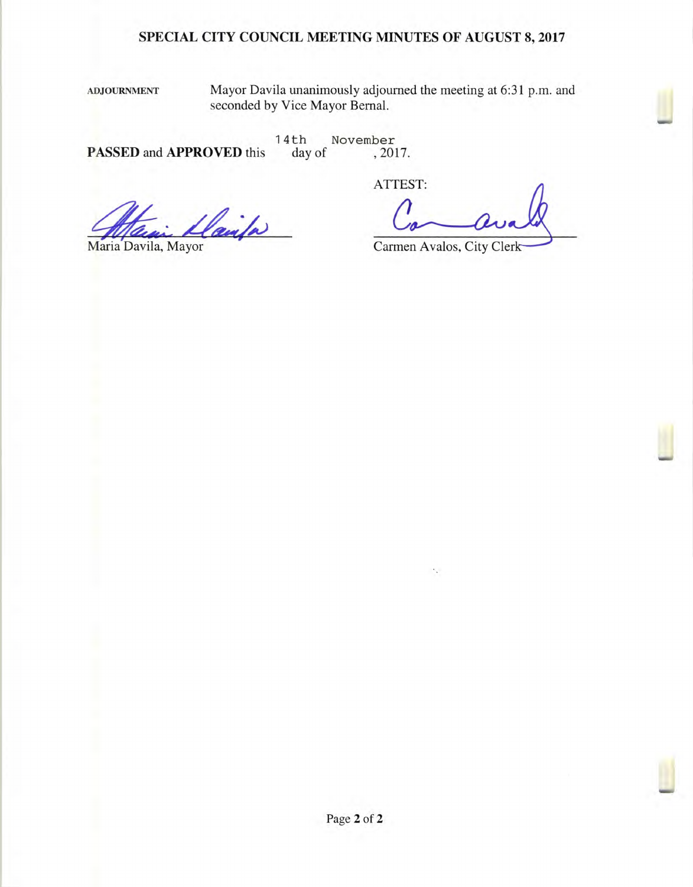**ADJOURNMENT** Mayor Davila unanimously adjourned the meeting at 6:31 p.m. and seconded by Vice Mayor Bernal.

**PASSED** and **APPROVED** this 14th day of November, 2017.

ATTEST:

Maria Davila, Mayor

Carmen Avalos, City Clerk